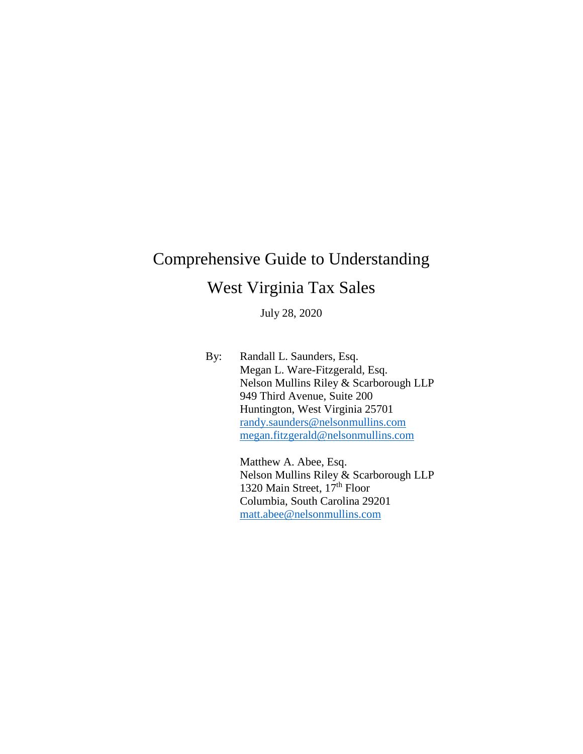# Comprehensive Guide to Understanding West Virginia Tax Sales

July 28, 2020

By: Randall L. Saunders, Esq.
Megan L. Ware-Fitzgerald, Esq.
Nelson Mullins Riley & Scarborough LLP
949 Third Avenue, Suite 200
Huntington, West Virginia 25701
randy.saunders@nelsonmullins.com
megan.fitzgerald@nelsonmullins.com

Matthew A. Abee, Esq.
Nelson Mullins Riley & Scarborough LLP
1320 Main Street, 17th Floor
Columbia, South Carolina 29201
matt.abee@nelsonmullins.com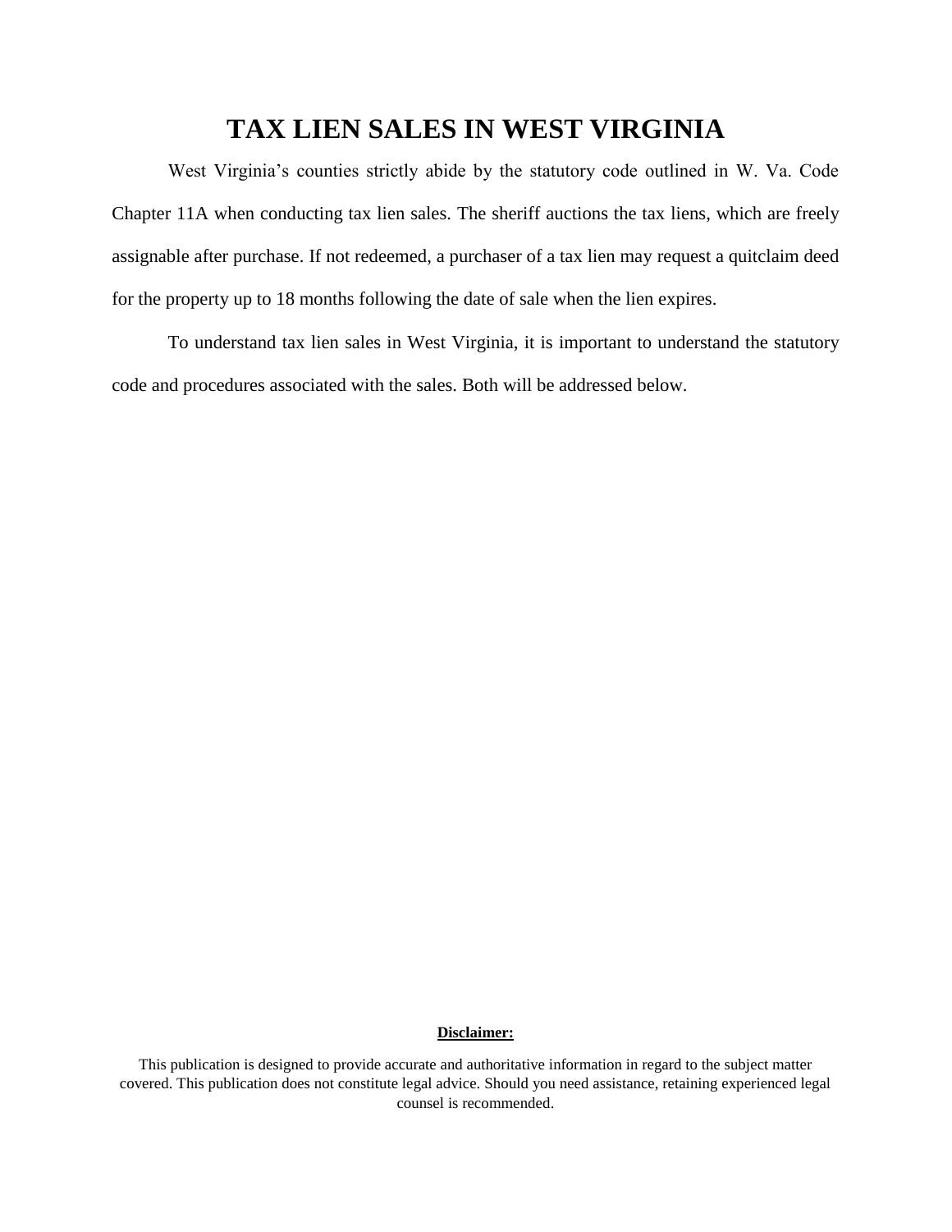# TAX LIEN SALES IN WEST VIRGINIA

West Virginia's counties strictly abide by the statutory code outlined in W. Va. Code Chapter 11A when conducting tax lien sales. The sheriff auctions the tax liens, which are freely assignable after purchase. If not redeemed, a purchaser of a tax lien may request a quitclaim deed for the property up to 18 months following the date of sale when the lien expires.

To understand tax lien sales in West Virginia, it is important to understand the statutory code and procedures associated with the sales. Both will be addressed below.

**Disclaimer:**

This publication is designed to provide accurate and authoritative information in regard to the subject matter covered. This publication does not constitute legal advice. Should you need assistance, retaining experienced legal counsel is recommended.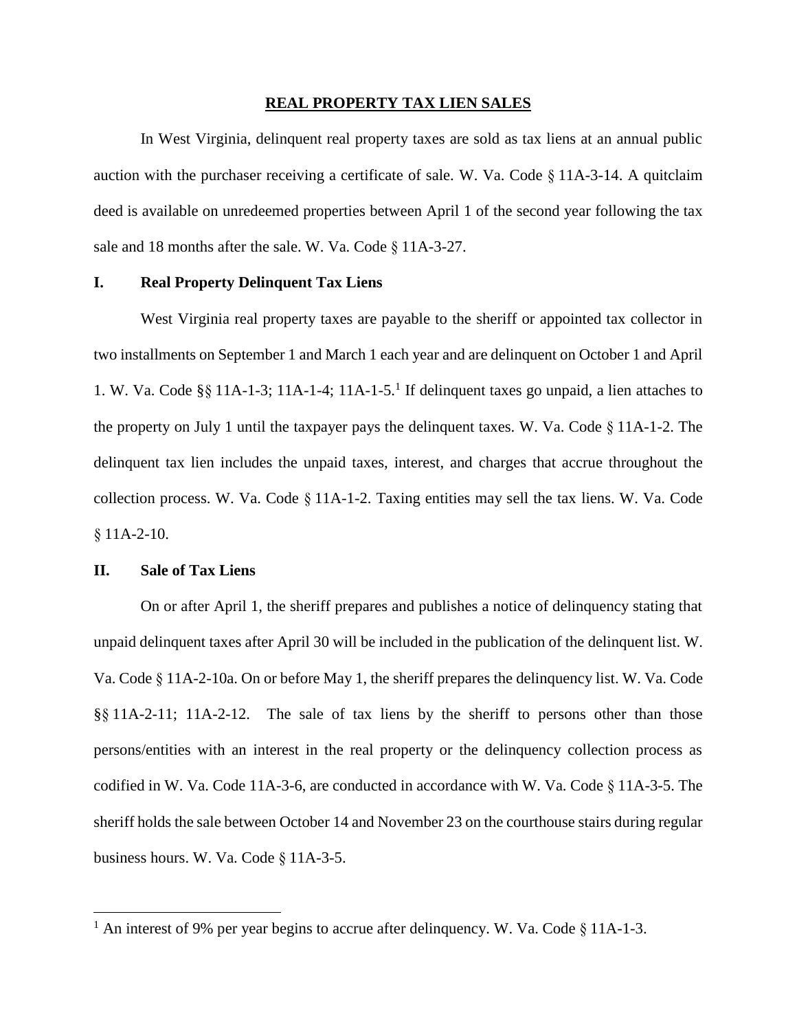# REAL PROPERTY TAX LIEN SALES

In West Virginia, delinquent real property taxes are sold as tax liens at an annual public auction with the purchaser receiving a certificate of sale. W. Va. Code § 11A-3-14. A quitclaim deed is available on unredeemed properties between April 1 of the second year following the tax sale and 18 months after the sale. W. Va. Code § 11A-3-27.

## I. Real Property Delinquent Tax Liens

West Virginia real property taxes are payable to the sheriff or appointed tax collector in two installments on September 1 and March 1 each year and are delinquent on October 1 and April 1. W. Va. Code §§ 11A-1-3; 11A-1-4; 11A-1-5.[1] If delinquent taxes go unpaid, a lien attaches to the property on July 1 until the taxpayer pays the delinquent taxes. W. Va. Code § 11A-1-2. The delinquent tax lien includes the unpaid taxes, interest, and charges that accrue throughout the collection process. W. Va. Code § 11A-1-2. Taxing entities may sell the tax liens. W. Va. Code § 11A-2-10.

## II. Sale of Tax Liens

On or after April 1, the sheriff prepares and publishes a notice of delinquency stating that unpaid delinquent taxes after April 30 will be included in the publication of the delinquent list. W. Va. Code § 11A-2-10a. On or before May 1, the sheriff prepares the delinquency list. W. Va. Code §§ 11A-2-11; 11A-2-12. The sale of tax liens by the sheriff to persons other than those persons/entities with an interest in the real property or the delinquency collection process as codified in W. Va. Code 11A-3-6, are conducted in accordance with W. Va. Code § 11A-3-5. The sheriff holds the sale between October 14 and November 23 on the courthouse stairs during regular business hours. W. Va. Code § 11A-3-5.

---

[1] An interest of 9% per year begins to accrue after delinquency. W. Va. Code § 11A-1-3.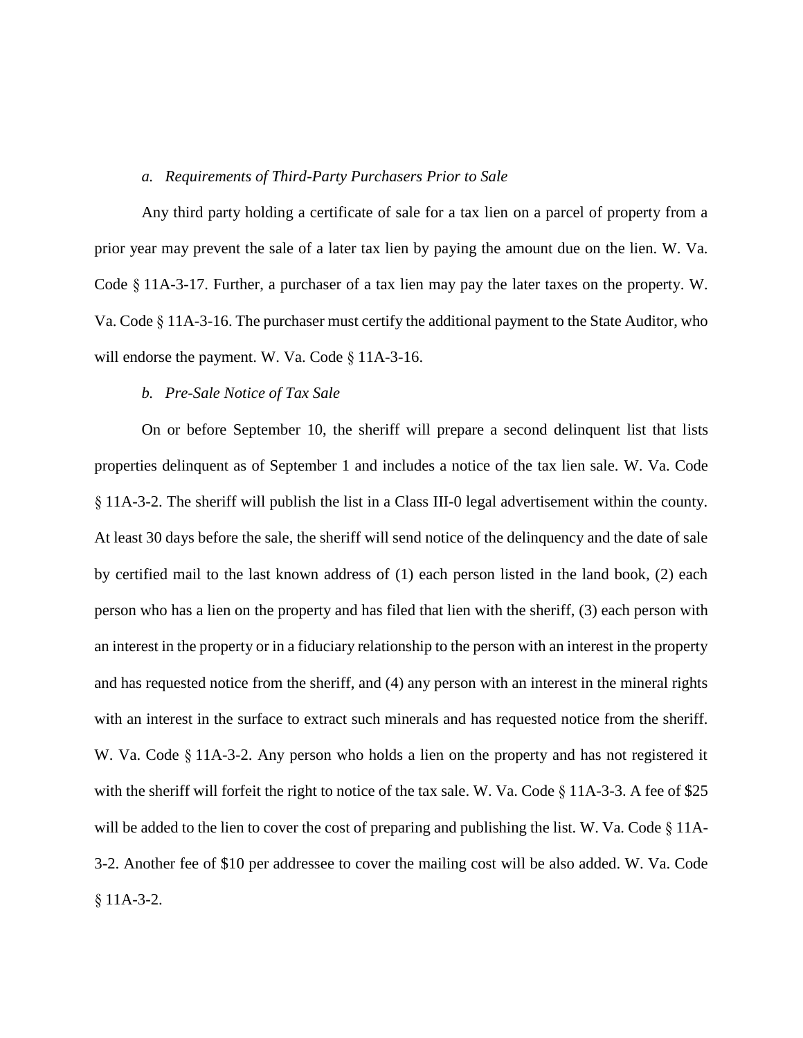*a. Requirements of Third-Party Purchasers Prior to Sale*

Any third party holding a certificate of sale for a tax lien on a parcel of property from a prior year may prevent the sale of a later tax lien by paying the amount due on the lien. W. Va. Code § 11A-3-17. Further, a purchaser of a tax lien may pay the later taxes on the property. W. Va. Code § 11A-3-16. The purchaser must certify the additional payment to the State Auditor, who will endorse the payment. W. Va. Code § 11A-3-16.

*b. Pre-Sale Notice of Tax Sale*

On or before September 10, the sheriff will prepare a second delinquent list that lists properties delinquent as of September 1 and includes a notice of the tax lien sale. W. Va. Code § 11A-3-2. The sheriff will publish the list in a Class III-0 legal advertisement within the county. At least 30 days before the sale, the sheriff will send notice of the delinquency and the date of sale by certified mail to the last known address of (1) each person listed in the land book, (2) each person who has a lien on the property and has filed that lien with the sheriff, (3) each person with an interest in the property or in a fiduciary relationship to the person with an interest in the property and has requested notice from the sheriff, and (4) any person with an interest in the mineral rights with an interest in the surface to extract such minerals and has requested notice from the sheriff. W. Va. Code § 11A-3-2. Any person who holds a lien on the property and has not registered it with the sheriff will forfeit the right to notice of the tax sale. W. Va. Code § 11A-3-3. A fee of $25 will be added to the lien to cover the cost of preparing and publishing the list. W. Va. Code § 11A-3-2. Another fee of $10 per addressee to cover the mailing cost will be also added. W. Va. Code § 11A-3-2.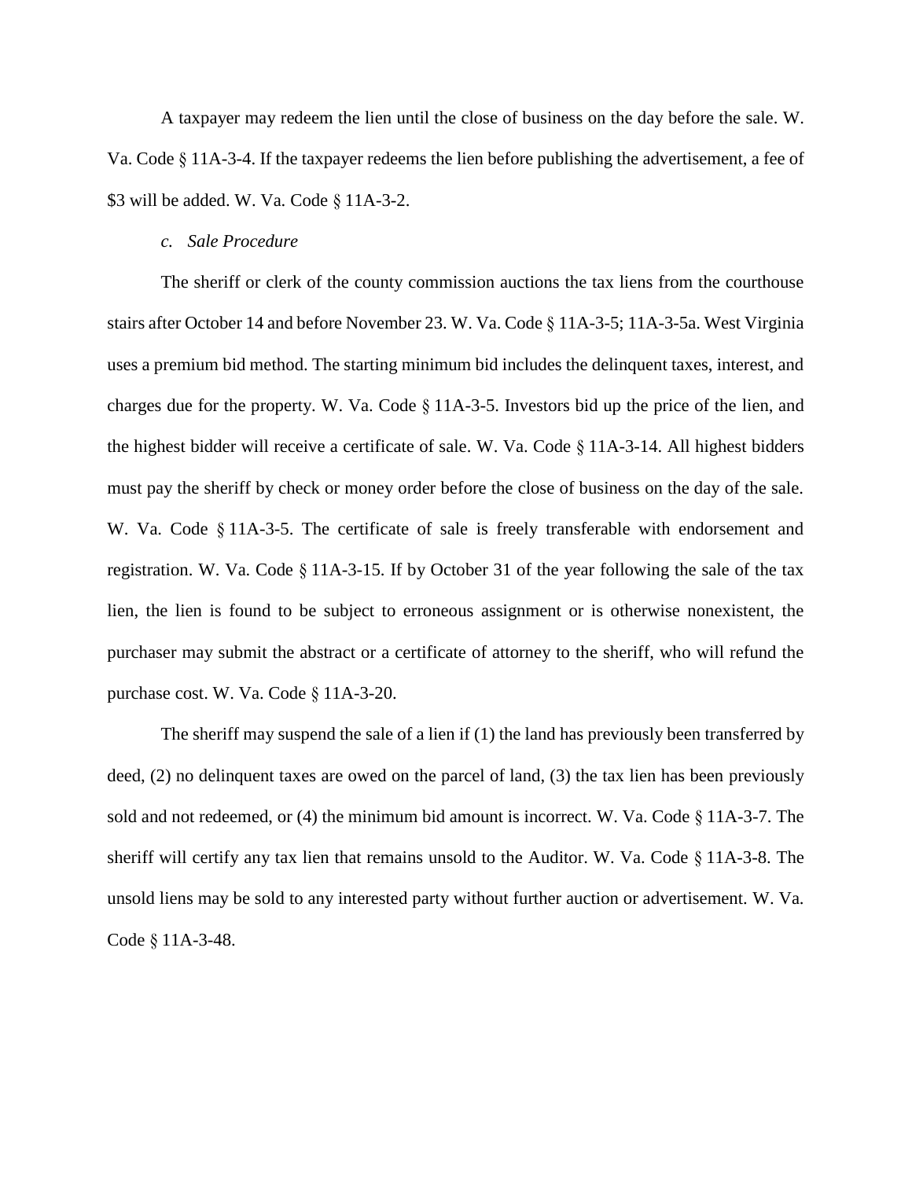A taxpayer may redeem the lien until the close of business on the day before the sale. W. Va. Code § 11A-3-4. If the taxpayer redeems the lien before publishing the advertisement, a fee of $3 will be added. W. Va. Code § 11A-3-2.

*c. Sale Procedure*

The sheriff or clerk of the county commission auctions the tax liens from the courthouse stairs after October 14 and before November 23. W. Va. Code § 11A-3-5; 11A-3-5a. West Virginia uses a premium bid method. The starting minimum bid includes the delinquent taxes, interest, and charges due for the property. W. Va. Code § 11A-3-5. Investors bid up the price of the lien, and the highest bidder will receive a certificate of sale. W. Va. Code § 11A-3-14. All highest bidders must pay the sheriff by check or money order before the close of business on the day of the sale. W. Va. Code § 11A-3-5. The certificate of sale is freely transferable with endorsement and registration. W. Va. Code § 11A-3-15. If by October 31 of the year following the sale of the tax lien, the lien is found to be subject to erroneous assignment or is otherwise nonexistent, the purchaser may submit the abstract or a certificate of attorney to the sheriff, who will refund the purchase cost. W. Va. Code § 11A-3-20.

The sheriff may suspend the sale of a lien if (1) the land has previously been transferred by deed, (2) no delinquent taxes are owed on the parcel of land, (3) the tax lien has been previously sold and not redeemed, or (4) the minimum bid amount is incorrect. W. Va. Code § 11A-3-7. The sheriff will certify any tax lien that remains unsold to the Auditor. W. Va. Code § 11A-3-8. The unsold liens may be sold to any interested party without further auction or advertisement. W. Va. Code § 11A-3-48.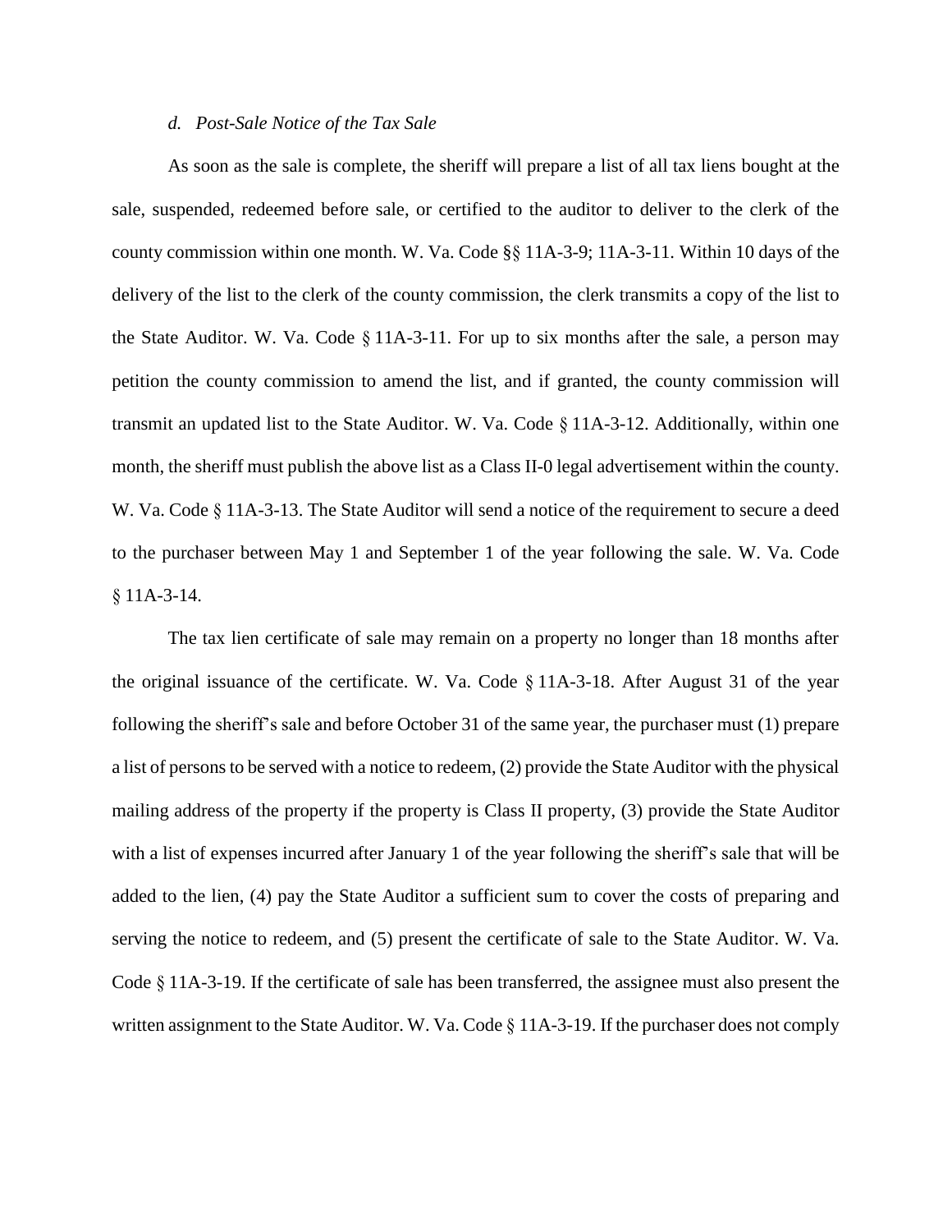*d. Post-Sale Notice of the Tax Sale*

As soon as the sale is complete, the sheriff will prepare a list of all tax liens bought at the sale, suspended, redeemed before sale, or certified to the auditor to deliver to the clerk of the county commission within one month. W. Va. Code §§ 11A-3-9; 11A-3-11. Within 10 days of the delivery of the list to the clerk of the county commission, the clerk transmits a copy of the list to the State Auditor. W. Va. Code § 11A-3-11. For up to six months after the sale, a person may petition the county commission to amend the list, and if granted, the county commission will transmit an updated list to the State Auditor. W. Va. Code § 11A-3-12. Additionally, within one month, the sheriff must publish the above list as a Class II-0 legal advertisement within the county. W. Va. Code § 11A-3-13. The State Auditor will send a notice of the requirement to secure a deed to the purchaser between May 1 and September 1 of the year following the sale. W. Va. Code § 11A-3-14.

The tax lien certificate of sale may remain on a property no longer than 18 months after the original issuance of the certificate. W. Va. Code § 11A-3-18. After August 31 of the year following the sheriff's sale and before October 31 of the same year, the purchaser must (1) prepare a list of persons to be served with a notice to redeem, (2) provide the State Auditor with the physical mailing address of the property if the property is Class II property, (3) provide the State Auditor with a list of expenses incurred after January 1 of the year following the sheriff's sale that will be added to the lien, (4) pay the State Auditor a sufficient sum to cover the costs of preparing and serving the notice to redeem, and (5) present the certificate of sale to the State Auditor. W. Va. Code § 11A-3-19. If the certificate of sale has been transferred, the assignee must also present the written assignment to the State Auditor. W. Va. Code § 11A-3-19. If the purchaser does not comply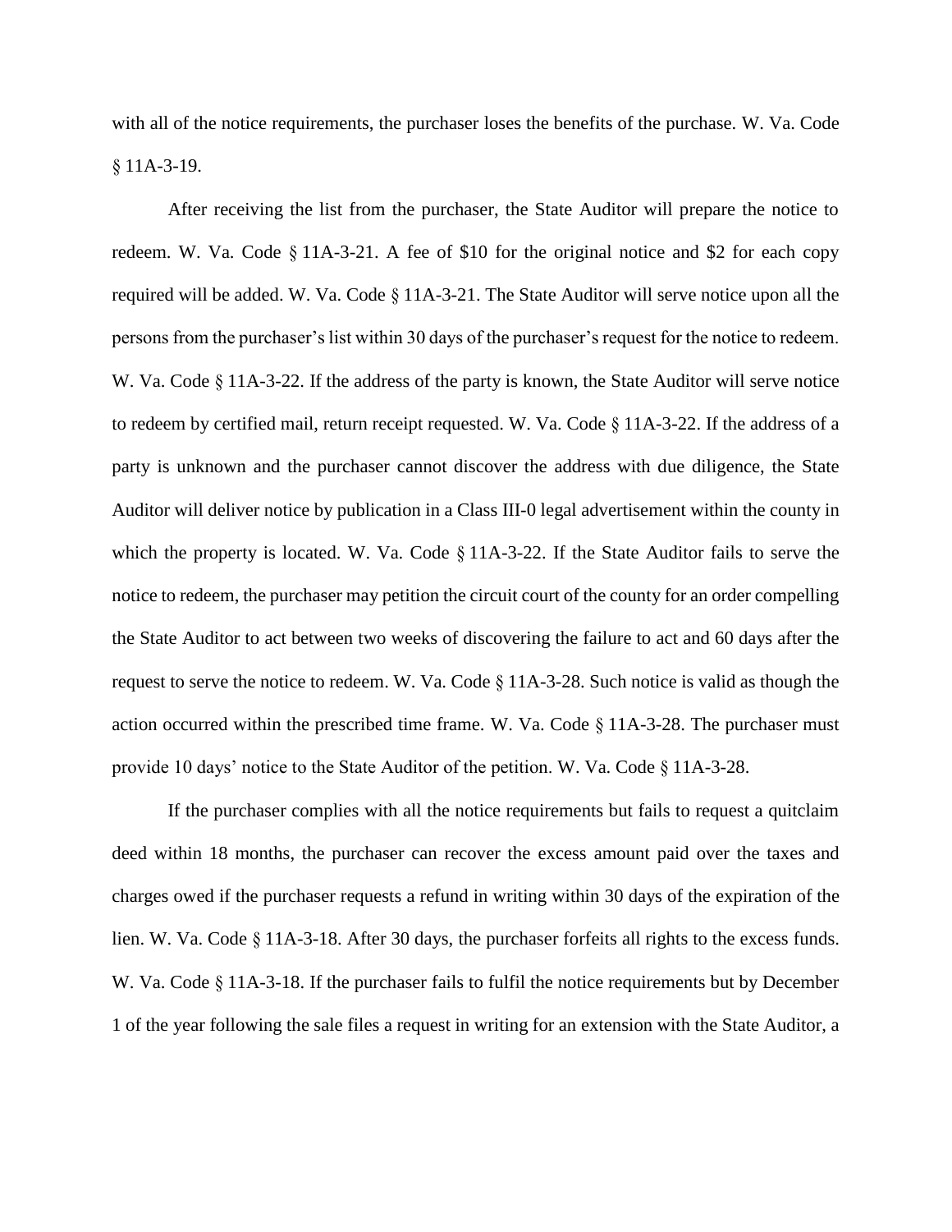with all of the notice requirements, the purchaser loses the benefits of the purchase. W. Va. Code § 11A-3-19.

After receiving the list from the purchaser, the State Auditor will prepare the notice to redeem. W. Va. Code § 11A-3-21. A fee of $10 for the original notice and $2 for each copy required will be added. W. Va. Code § 11A-3-21. The State Auditor will serve notice upon all the persons from the purchaser's list within 30 days of the purchaser's request for the notice to redeem. W. Va. Code § 11A-3-22. If the address of the party is known, the State Auditor will serve notice to redeem by certified mail, return receipt requested. W. Va. Code § 11A-3-22. If the address of a party is unknown and the purchaser cannot discover the address with due diligence, the State Auditor will deliver notice by publication in a Class III-0 legal advertisement within the county in which the property is located. W. Va. Code § 11A-3-22. If the State Auditor fails to serve the notice to redeem, the purchaser may petition the circuit court of the county for an order compelling the State Auditor to act between two weeks of discovering the failure to act and 60 days after the request to serve the notice to redeem. W. Va. Code § 11A-3-28. Such notice is valid as though the action occurred within the prescribed time frame. W. Va. Code § 11A-3-28. The purchaser must provide 10 days' notice to the State Auditor of the petition. W. Va. Code § 11A-3-28.

If the purchaser complies with all the notice requirements but fails to request a quitclaim deed within 18 months, the purchaser can recover the excess amount paid over the taxes and charges owed if the purchaser requests a refund in writing within 30 days of the expiration of the lien. W. Va. Code § 11A-3-18. After 30 days, the purchaser forfeits all rights to the excess funds. W. Va. Code § 11A-3-18. If the purchaser fails to fulfil the notice requirements but by December 1 of the year following the sale files a request in writing for an extension with the State Auditor, a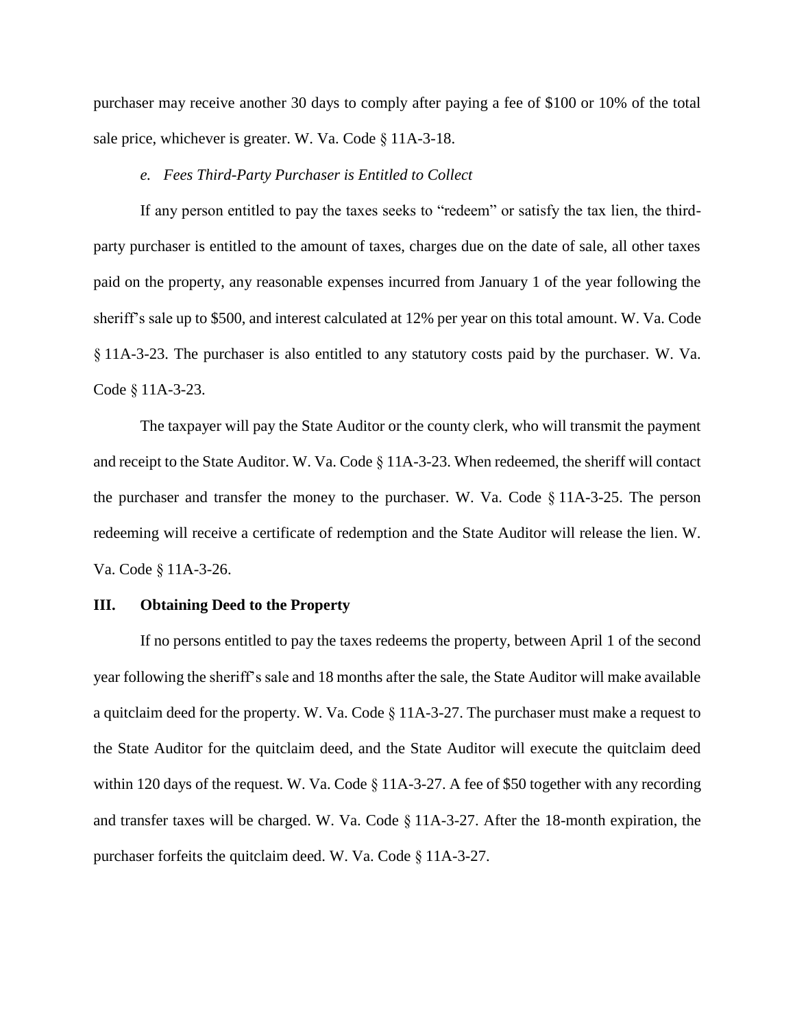purchaser may receive another 30 days to comply after paying a fee of $100 or 10% of the total sale price, whichever is greater. W. Va. Code § 11A-3-18.

*e. Fees Third-Party Purchaser is Entitled to Collect*

If any person entitled to pay the taxes seeks to "redeem" or satisfy the tax lien, the third-party purchaser is entitled to the amount of taxes, charges due on the date of sale, all other taxes paid on the property, any reasonable expenses incurred from January 1 of the year following the sheriff's sale up to $500, and interest calculated at 12% per year on this total amount. W. Va. Code § 11A-3-23. The purchaser is also entitled to any statutory costs paid by the purchaser. W. Va. Code § 11A-3-23.

The taxpayer will pay the State Auditor or the county clerk, who will transmit the payment and receipt to the State Auditor. W. Va. Code § 11A-3-23. When redeemed, the sheriff will contact the purchaser and transfer the money to the purchaser. W. Va. Code § 11A-3-25. The person redeeming will receive a certificate of redemption and the State Auditor will release the lien. W. Va. Code § 11A-3-26.

## III. Obtaining Deed to the Property

If no persons entitled to pay the taxes redeems the property, between April 1 of the second year following the sheriff's sale and 18 months after the sale, the State Auditor will make available a quitclaim deed for the property. W. Va. Code § 11A-3-27. The purchaser must make a request to the State Auditor for the quitclaim deed, and the State Auditor will execute the quitclaim deed within 120 days of the request. W. Va. Code § 11A-3-27. A fee of $50 together with any recording and transfer taxes will be charged. W. Va. Code § 11A-3-27. After the 18-month expiration, the purchaser forfeits the quitclaim deed. W. Va. Code § 11A-3-27.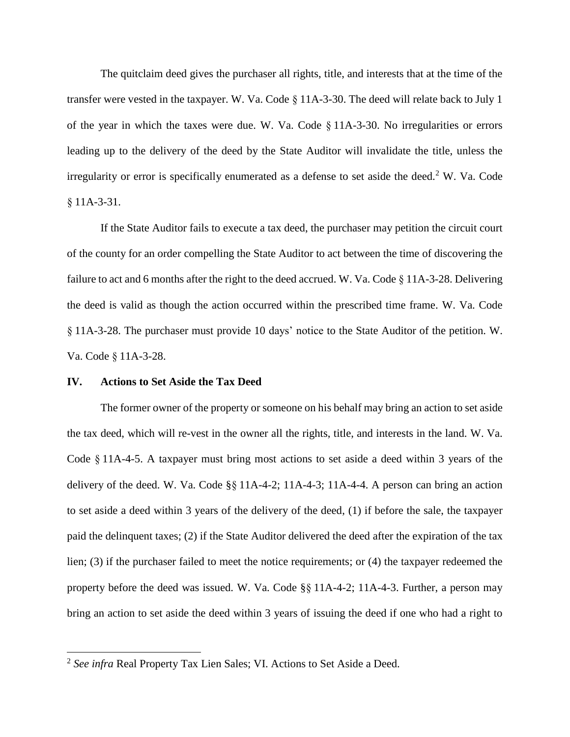The quitclaim deed gives the purchaser all rights, title, and interests that at the time of the transfer were vested in the taxpayer. W. Va. Code § 11A-3-30. The deed will relate back to July 1 of the year in which the taxes were due. W. Va. Code § 11A-3-30. No irregularities or errors leading up to the delivery of the deed by the State Auditor will invalidate the title, unless the irregularity or error is specifically enumerated as a defense to set aside the deed.[2] W. Va. Code § 11A-3-31.

If the State Auditor fails to execute a tax deed, the purchaser may petition the circuit court of the county for an order compelling the State Auditor to act between the time of discovering the failure to act and 6 months after the right to the deed accrued. W. Va. Code § 11A-3-28. Delivering the deed is valid as though the action occurred within the prescribed time frame. W. Va. Code § 11A-3-28. The purchaser must provide 10 days' notice to the State Auditor of the petition. W. Va. Code § 11A-3-28.

## IV. Actions to Set Aside the Tax Deed

The former owner of the property or someone on his behalf may bring an action to set aside the tax deed, which will re-vest in the owner all the rights, title, and interests in the land. W. Va. Code § 11A-4-5. A taxpayer must bring most actions to set aside a deed within 3 years of the delivery of the deed. W. Va. Code §§ 11A-4-2; 11A-4-3; 11A-4-4. A person can bring an action to set aside a deed within 3 years of the delivery of the deed, (1) if before the sale, the taxpayer paid the delinquent taxes; (2) if the State Auditor delivered the deed after the expiration of the tax lien; (3) if the purchaser failed to meet the notice requirements; or (4) the taxpayer redeemed the property before the deed was issued. W. Va. Code §§ 11A-4-2; 11A-4-3. Further, a person may bring an action to set aside the deed within 3 years of issuing the deed if one who had a right to

[2] *See infra* Real Property Tax Lien Sales; VI. Actions to Set Aside a Deed.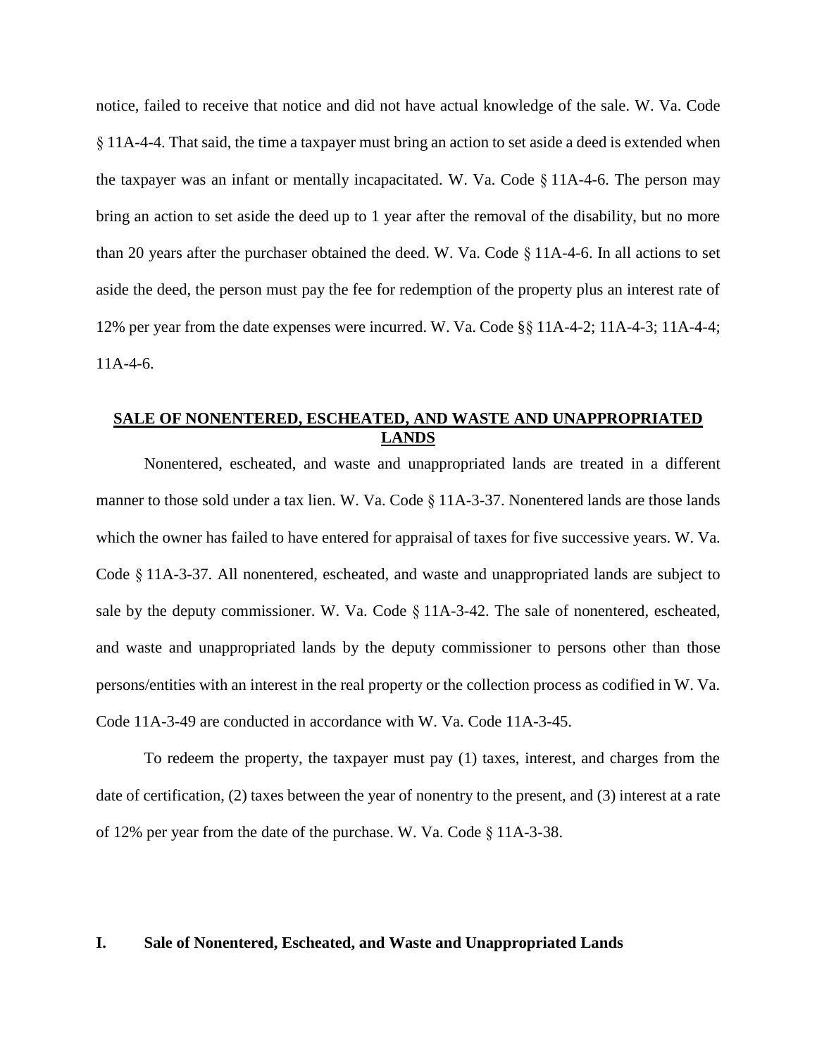notice, failed to receive that notice and did not have actual knowledge of the sale. W. Va. Code § 11A-4-4. That said, the time a taxpayer must bring an action to set aside a deed is extended when the taxpayer was an infant or mentally incapacitated. W. Va. Code § 11A-4-6. The person may bring an action to set aside the deed up to 1 year after the removal of the disability, but no more than 20 years after the purchaser obtained the deed. W. Va. Code § 11A-4-6. In all actions to set aside the deed, the person must pay the fee for redemption of the property plus an interest rate of 12% per year from the date expenses were incurred. W. Va. Code §§ 11A-4-2; 11A-4-3; 11A-4-4; 11A-4-6.

## SALE OF NONENTERED, ESCHEATED, AND WASTE AND UNAPPROPRIATED LANDS

Nonentered, escheated, and waste and unappropriated lands are treated in a different manner to those sold under a tax lien. W. Va. Code § 11A-3-37. Nonentered lands are those lands which the owner has failed to have entered for appraisal of taxes for five successive years. W. Va. Code § 11A-3-37. All nonentered, escheated, and waste and unappropriated lands are subject to sale by the deputy commissioner. W. Va. Code § 11A-3-42. The sale of nonentered, escheated, and waste and unappropriated lands by the deputy commissioner to persons other than those persons/entities with an interest in the real property or the collection process as codified in W. Va. Code 11A-3-49 are conducted in accordance with W. Va. Code 11A-3-45.

To redeem the property, the taxpayer must pay (1) taxes, interest, and charges from the date of certification, (2) taxes between the year of nonentry to the present, and (3) interest at a rate of 12% per year from the date of the purchase. W. Va. Code § 11A-3-38.

### I. Sale of Nonentered, Escheated, and Waste and Unappropriated Lands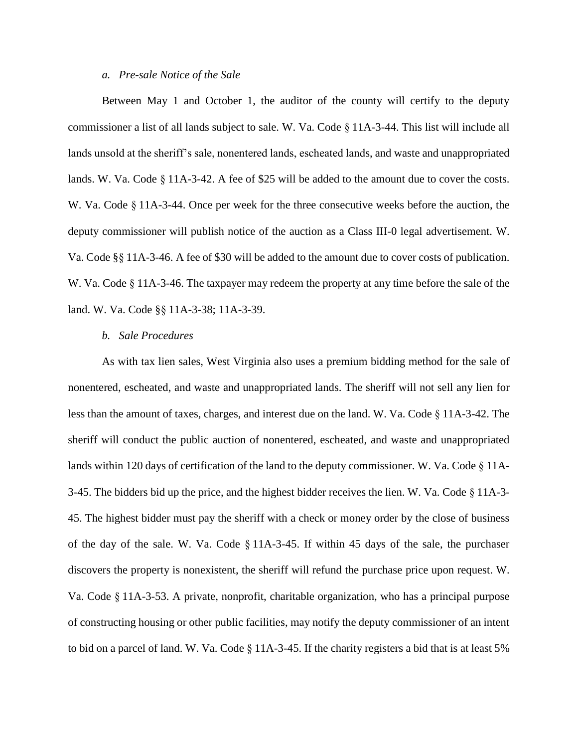*a. Pre-sale Notice of the Sale*

Between May 1 and October 1, the auditor of the county will certify to the deputy commissioner a list of all lands subject to sale. W. Va. Code § 11A-3-44. This list will include all lands unsold at the sheriff's sale, nonentered lands, escheated lands, and waste and unappropriated lands. W. Va. Code § 11A-3-42. A fee of $25 will be added to the amount due to cover the costs. W. Va. Code § 11A-3-44. Once per week for the three consecutive weeks before the auction, the deputy commissioner will publish notice of the auction as a Class III-0 legal advertisement. W. Va. Code §§ 11A-3-46. A fee of $30 will be added to the amount due to cover costs of publication. W. Va. Code § 11A-3-46. The taxpayer may redeem the property at any time before the sale of the land. W. Va. Code §§ 11A-3-38; 11A-3-39.

*b. Sale Procedures*

As with tax lien sales, West Virginia also uses a premium bidding method for the sale of nonentered, escheated, and waste and unappropriated lands. The sheriff will not sell any lien for less than the amount of taxes, charges, and interest due on the land. W. Va. Code § 11A-3-42. The sheriff will conduct the public auction of nonentered, escheated, and waste and unappropriated lands within 120 days of certification of the land to the deputy commissioner. W. Va. Code § 11A-3-45. The bidders bid up the price, and the highest bidder receives the lien. W. Va. Code § 11A-3-45. The highest bidder must pay the sheriff with a check or money order by the close of business of the day of the sale. W. Va. Code § 11A-3-45. If within 45 days of the sale, the purchaser discovers the property is nonexistent, the sheriff will refund the purchase price upon request. W. Va. Code § 11A-3-53. A private, nonprofit, charitable organization, who has a principal purpose of constructing housing or other public facilities, may notify the deputy commissioner of an intent to bid on a parcel of land. W. Va. Code § 11A-3-45. If the charity registers a bid that is at least 5%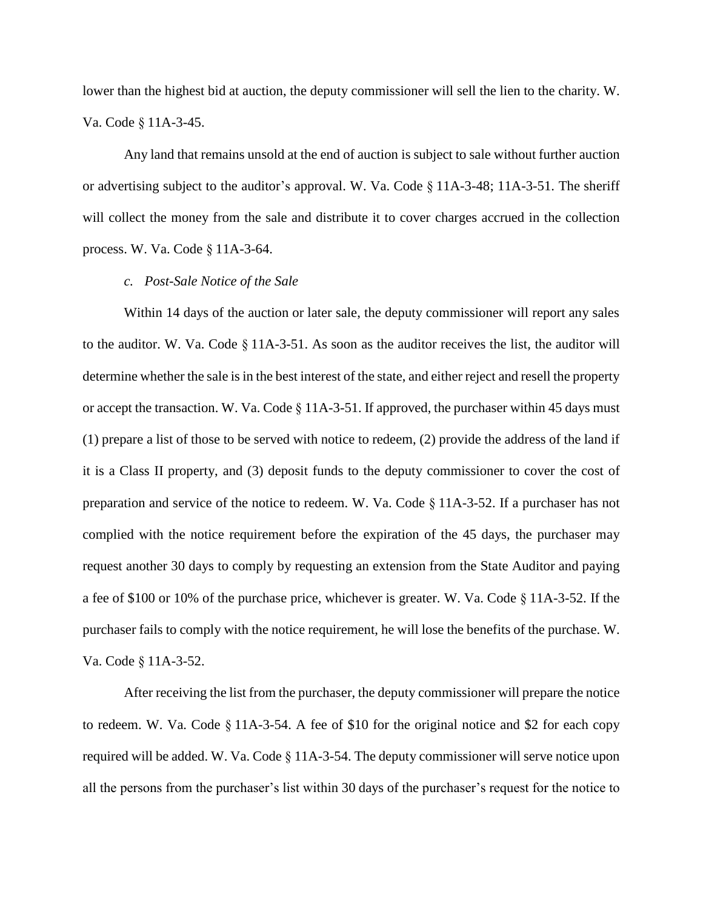lower than the highest bid at auction, the deputy commissioner will sell the lien to the charity. W. Va. Code § 11A-3-45.

Any land that remains unsold at the end of auction is subject to sale without further auction or advertising subject to the auditor's approval. W. Va. Code § 11A-3-48; 11A-3-51. The sheriff will collect the money from the sale and distribute it to cover charges accrued in the collection process. W. Va. Code § 11A-3-64.

*c. Post-Sale Notice of the Sale*

Within 14 days of the auction or later sale, the deputy commissioner will report any sales to the auditor. W. Va. Code § 11A-3-51. As soon as the auditor receives the list, the auditor will determine whether the sale is in the best interest of the state, and either reject and resell the property or accept the transaction. W. Va. Code § 11A-3-51. If approved, the purchaser within 45 days must (1) prepare a list of those to be served with notice to redeem, (2) provide the address of the land if it is a Class II property, and (3) deposit funds to the deputy commissioner to cover the cost of preparation and service of the notice to redeem. W. Va. Code § 11A-3-52. If a purchaser has not complied with the notice requirement before the expiration of the 45 days, the purchaser may request another 30 days to comply by requesting an extension from the State Auditor and paying a fee of $100 or 10% of the purchase price, whichever is greater. W. Va. Code § 11A-3-52. If the purchaser fails to comply with the notice requirement, he will lose the benefits of the purchase. W. Va. Code § 11A-3-52.

After receiving the list from the purchaser, the deputy commissioner will prepare the notice to redeem. W. Va. Code § 11A-3-54. A fee of $10 for the original notice and $2 for each copy required will be added. W. Va. Code § 11A-3-54. The deputy commissioner will serve notice upon all the persons from the purchaser's list within 30 days of the purchaser's request for the notice to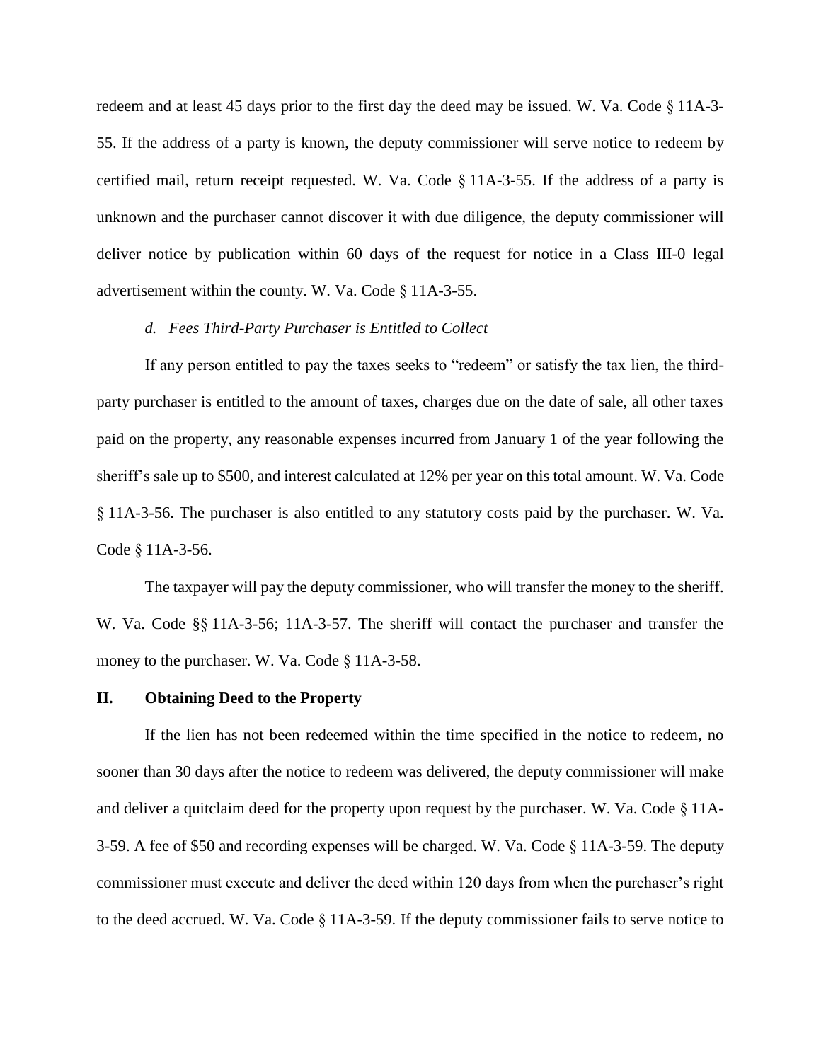redeem and at least 45 days prior to the first day the deed may be issued. W. Va. Code § 11A-3-55. If the address of a party is known, the deputy commissioner will serve notice to redeem by certified mail, return receipt requested. W. Va. Code § 11A-3-55. If the address of a party is unknown and the purchaser cannot discover it with due diligence, the deputy commissioner will deliver notice by publication within 60 days of the request for notice in a Class III-0 legal advertisement within the county. W. Va. Code § 11A-3-55.

#### *d. Fees Third-Party Purchaser is Entitled to Collect*

If any person entitled to pay the taxes seeks to "redeem" or satisfy the tax lien, the third-party purchaser is entitled to the amount of taxes, charges due on the date of sale, all other taxes paid on the property, any reasonable expenses incurred from January 1 of the year following the sheriff's sale up to $500, and interest calculated at 12% per year on this total amount. W. Va. Code § 11A-3-56. The purchaser is also entitled to any statutory costs paid by the purchaser. W. Va. Code § 11A-3-56.

The taxpayer will pay the deputy commissioner, who will transfer the money to the sheriff. W. Va. Code §§ 11A-3-56; 11A-3-57. The sheriff will contact the purchaser and transfer the money to the purchaser. W. Va. Code § 11A-3-58.

## II. Obtaining Deed to the Property

If the lien has not been redeemed within the time specified in the notice to redeem, no sooner than 30 days after the notice to redeem was delivered, the deputy commissioner will make and deliver a quitclaim deed for the property upon request by the purchaser. W. Va. Code § 11A-3-59. A fee of $50 and recording expenses will be charged. W. Va. Code § 11A-3-59. The deputy commissioner must execute and deliver the deed within 120 days from when the purchaser's right to the deed accrued. W. Va. Code § 11A-3-59. If the deputy commissioner fails to serve notice to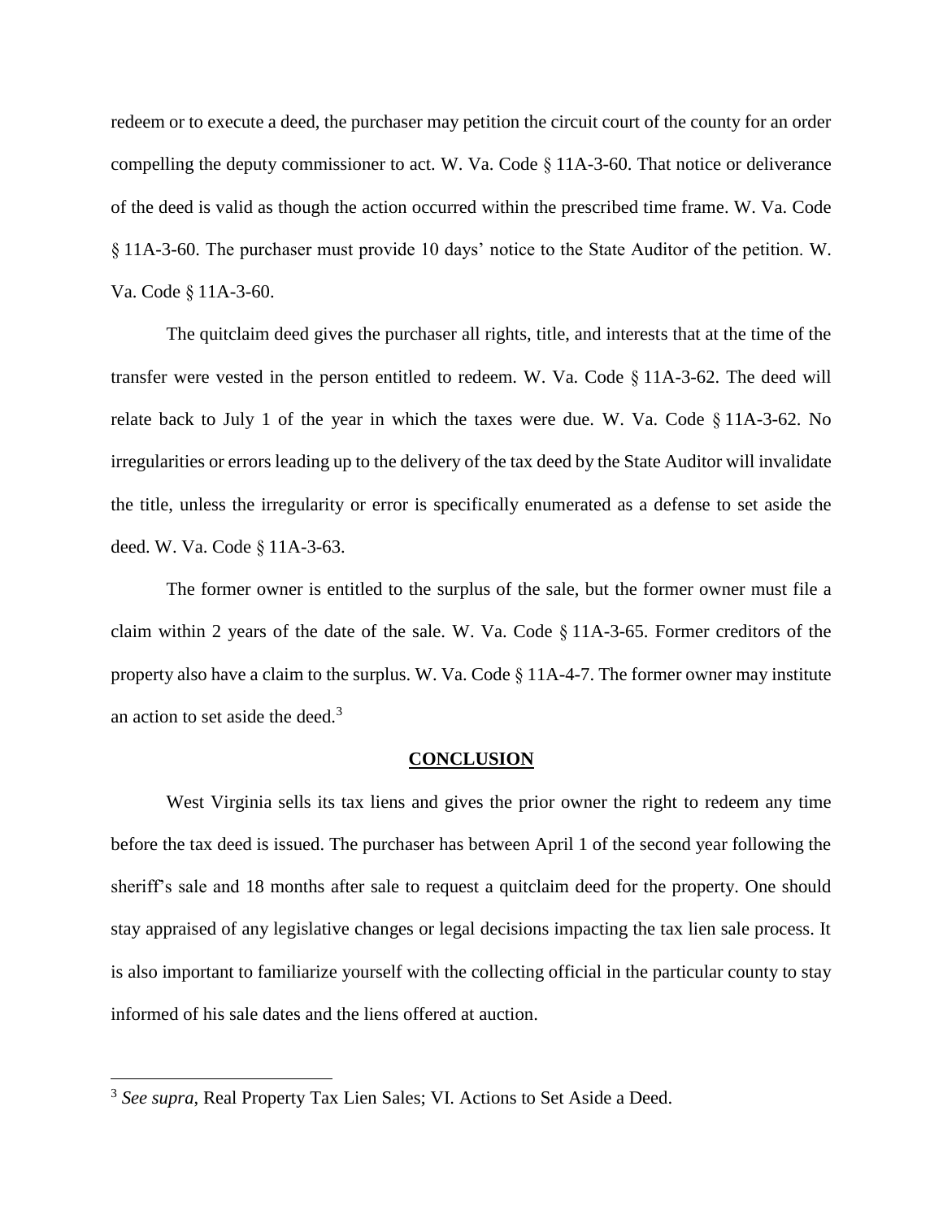redeem or to execute a deed, the purchaser may petition the circuit court of the county for an order compelling the deputy commissioner to act. W. Va. Code § 11A-3-60. That notice or deliverance of the deed is valid as though the action occurred within the prescribed time frame. W. Va. Code § 11A-3-60. The purchaser must provide 10 days' notice to the State Auditor of the petition. W. Va. Code § 11A-3-60.

The quitclaim deed gives the purchaser all rights, title, and interests that at the time of the transfer were vested in the person entitled to redeem. W. Va. Code § 11A-3-62. The deed will relate back to July 1 of the year in which the taxes were due. W. Va. Code § 11A-3-62. No irregularities or errors leading up to the delivery of the tax deed by the State Auditor will invalidate the title, unless the irregularity or error is specifically enumerated as a defense to set aside the deed. W. Va. Code § 11A-3-63.

The former owner is entitled to the surplus of the sale, but the former owner must file a claim within 2 years of the date of the sale. W. Va. Code § 11A-3-65. Former creditors of the property also have a claim to the surplus. W. Va. Code § 11A-4-7. The former owner may institute an action to set aside the deed.[3]

## CONCLUSION

West Virginia sells its tax liens and gives the prior owner the right to redeem any time before the tax deed is issued. The purchaser has between April 1 of the second year following the sheriff's sale and 18 months after sale to request a quitclaim deed for the property. One should stay appraised of any legislative changes or legal decisions impacting the tax lien sale process. It is also important to familiarize yourself with the collecting official in the particular county to stay informed of his sale dates and the liens offered at auction.

---

[3] *See supra*, Real Property Tax Lien Sales; VI. Actions to Set Aside a Deed.